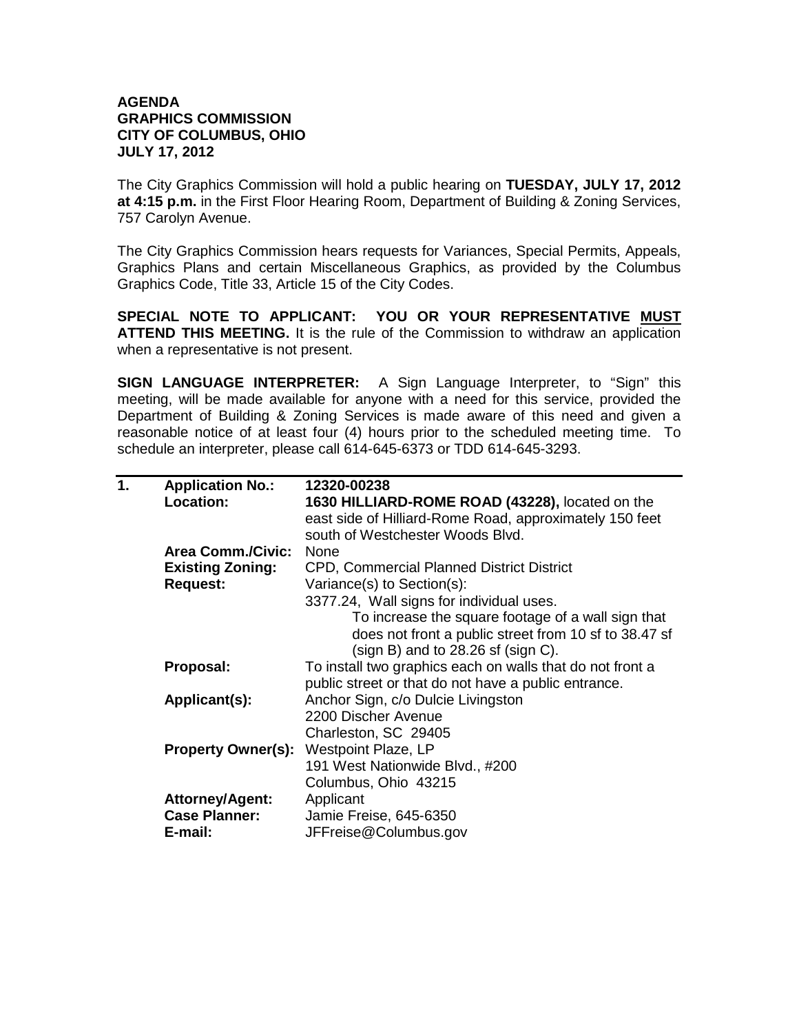**AGENDA**
**GRAPHICS COMMISSION**
**CITY OF COLUMBUS, OHIO**
**JULY 17, 2012**

The City Graphics Commission will hold a public hearing on **TUESDAY, JULY 17, 2012 at 4:15 p.m.** in the First Floor Hearing Room, Department of Building & Zoning Services, 757 Carolyn Avenue.

The City Graphics Commission hears requests for Variances, Special Permits, Appeals, Graphics Plans and certain Miscellaneous Graphics, as provided by the Columbus Graphics Code, Title 33, Article 15 of the City Codes.

**SPECIAL NOTE TO APPLICANT: YOU OR YOUR REPRESENTATIVE MUST ATTEND THIS MEETING.** It is the rule of the Commission to withdraw an application when a representative is not present.

**SIGN LANGUAGE INTERPRETER:** A Sign Language Interpreter, to "Sign" this meeting, will be made available for anyone with a need for this service, provided the Department of Building & Zoning Services is made aware of this need and given a reasonable notice of at least four (4) hours prior to the scheduled meeting time. To schedule an interpreter, please call 614-645-6373 or TDD 614-645-3293.

---

| | | |
|---|---|---|
| **1.** | **Application No.:** | **12320-00238** |
| | **Location:** | **1630 HILLIARD-ROME ROAD (43228),** located on the east side of Hilliard-Rome Road, approximately 150 feet south of Westchester Woods Blvd. |
| | **Area Comm./Civic:** | None |
| | **Existing Zoning:** | CPD, Commercial Planned District District |
| | **Request:** | Variance(s) to Section(s):<br>3377.24, Wall signs for individual uses.<br>To increase the square footage of a wall sign that does not front a public street from 10 sf to 38.47 sf (sign B) and to 28.26 sf (sign C). |
| | **Proposal:** | To install two graphics each on walls that do not front a public street or that do not have a public entrance. |
| | **Applicant(s):** | Anchor Sign, c/o Dulcie Livingston<br>2200 Discher Avenue<br>Charleston, SC 29405 |
| | **Property Owner(s):** | Westpoint Plaze, LP<br>191 West Nationwide Blvd., #200<br>Columbus, Ohio 43215 |
| | **Attorney/Agent:** | Applicant |
| | **Case Planner:** | Jamie Freise, 645-6350 |
| | **E-mail:** | JFFreise@Columbus.gov |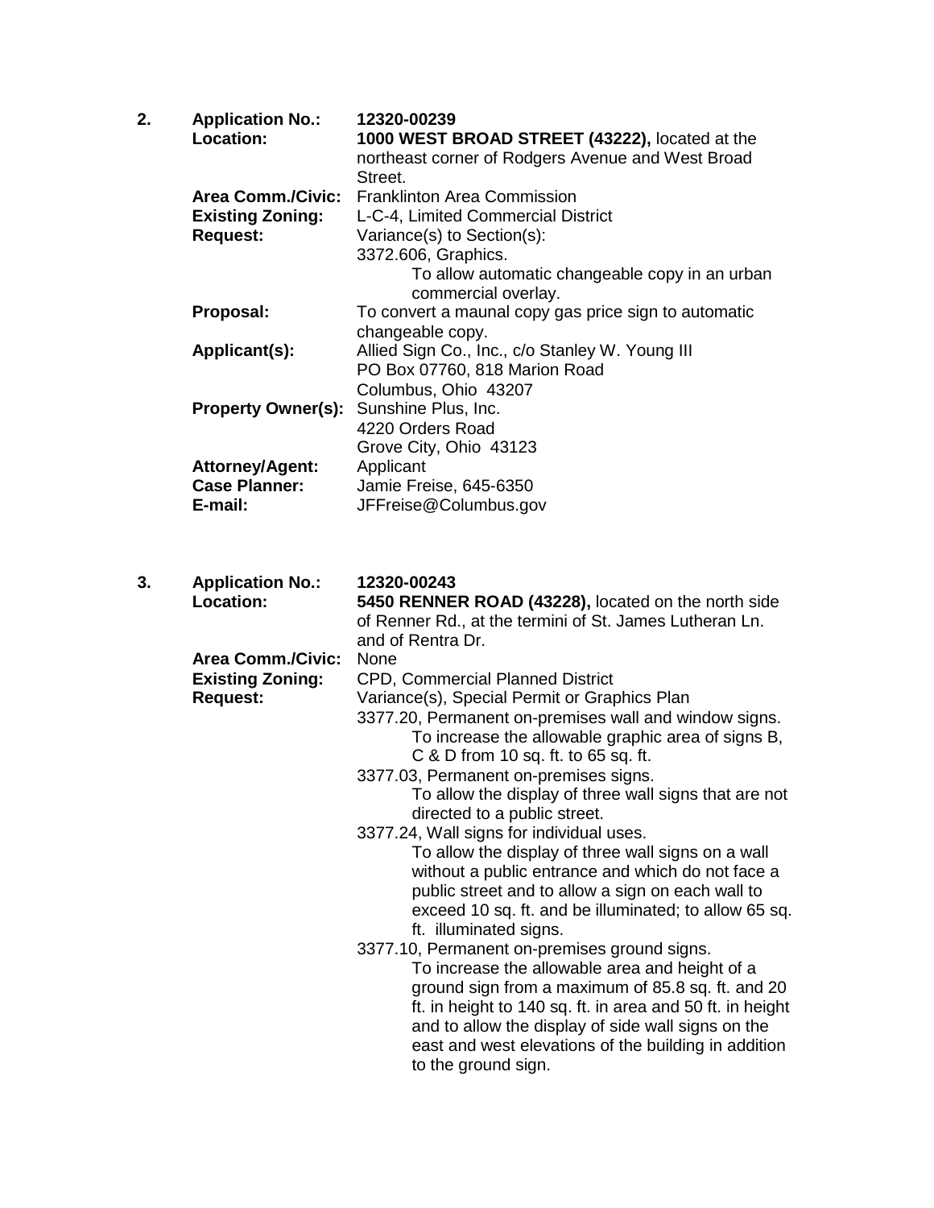**2.** **Application No.:** **12320-00239**

**Location:** **1000 WEST BROAD STREET (43222),** located at the northeast corner of Rodgers Avenue and West Broad Street.

**Area Comm./Civic:** Franklinton Area Commission

**Existing Zoning:** L-C-4, Limited Commercial District

**Request:** Variance(s) to Section(s):

3372.606, Graphics.

To allow automatic changeable copy in an urban commercial overlay.

**Proposal:** To convert a maunal copy gas price sign to automatic changeable copy.

**Applicant(s):** Allied Sign Co., Inc., c/o Stanley W. Young III
PO Box 07760, 818 Marion Road
Columbus, Ohio 43207

**Property Owner(s):** Sunshine Plus, Inc.
4220 Orders Road
Grove City, Ohio 43123

**Attorney/Agent:** Applicant

**Case Planner:** Jamie Freise, 645-6350

**E-mail:** JFFreise@Columbus.gov

**3.** **Application No.:** **12320-00243**

**Location:** **5450 RENNER ROAD (43228),** located on the north side of Renner Rd., at the termini of St. James Lutheran Ln. and of Rentra Dr.

**Area Comm./Civic:** None

**Existing Zoning:** CPD, Commercial Planned District

**Request:** Variance(s), Special Permit or Graphics Plan

3377.20, Permanent on-premises wall and window signs.

To increase the allowable graphic area of signs B, C & D from 10 sq. ft. to 65 sq. ft.

3377.03, Permanent on-premises signs.

To allow the display of three wall signs that are not directed to a public street.

3377.24, Wall signs for individual uses.

To allow the display of three wall signs on a wall without a public entrance and which do not face a public street and to allow a sign on each wall to exceed 10 sq. ft. and be illuminated; to allow 65 sq. ft. illuminated signs.

3377.10, Permanent on-premises ground signs.

To increase the allowable area and height of a ground sign from a maximum of 85.8 sq. ft. and 20 ft. in height to 140 sq. ft. in area and 50 ft. in height and to allow the display of side wall signs on the east and west elevations of the building in addition to the ground sign.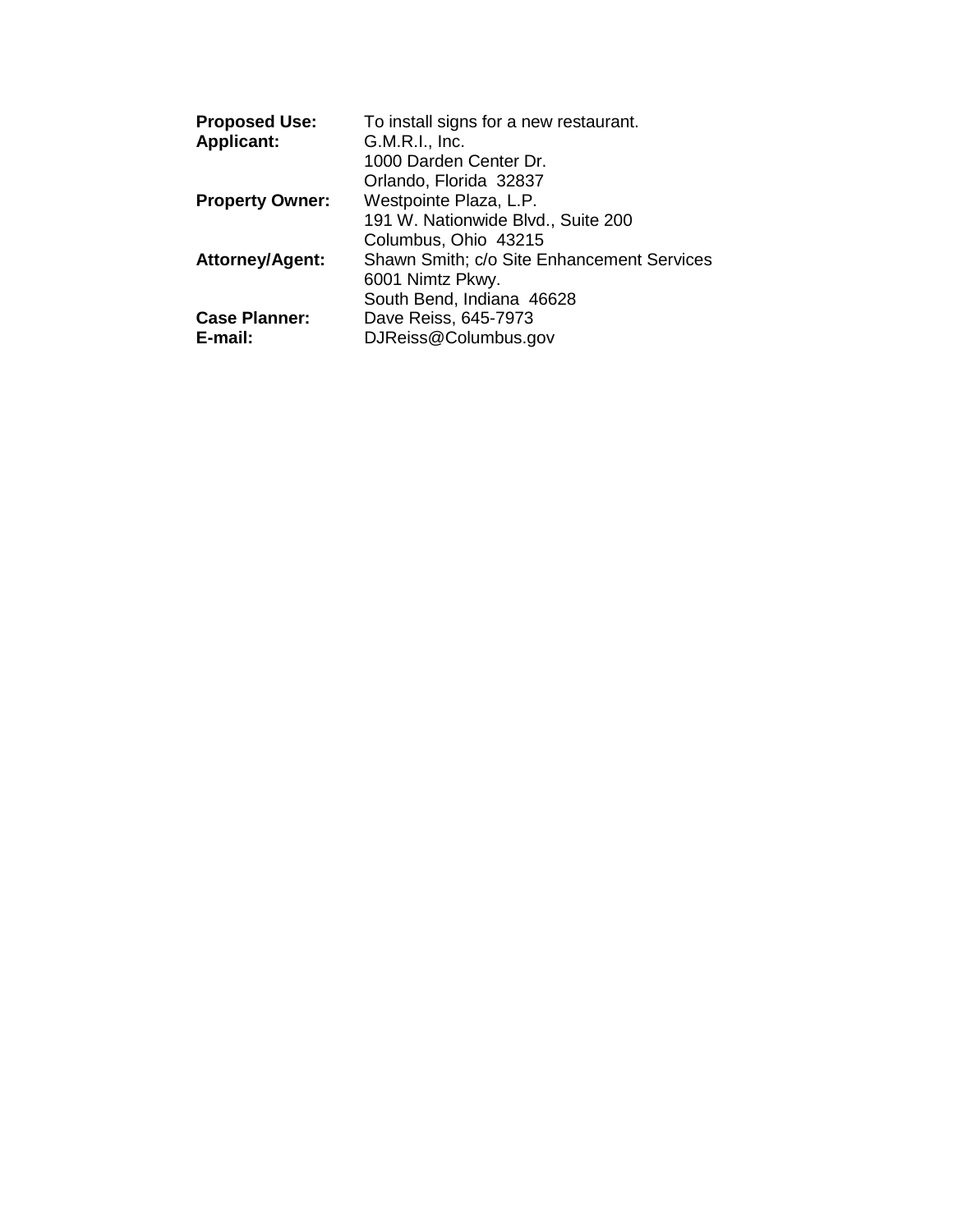**Proposed Use:** To install signs for a new restaurant.

**Applicant:** G.M.R.I., Inc.
1000 Darden Center Dr.
Orlando, Florida 32837

**Property Owner:** Westpointe Plaza, L.P.
191 W. Nationwide Blvd., Suite 200
Columbus, Ohio 43215

**Attorney/Agent:** Shawn Smith; c/o Site Enhancement Services
6001 Nimtz Pkwy.
South Bend, Indiana 46628

**Case Planner:** Dave Reiss, 645-7973

**E-mail:** DJReiss@Columbus.gov